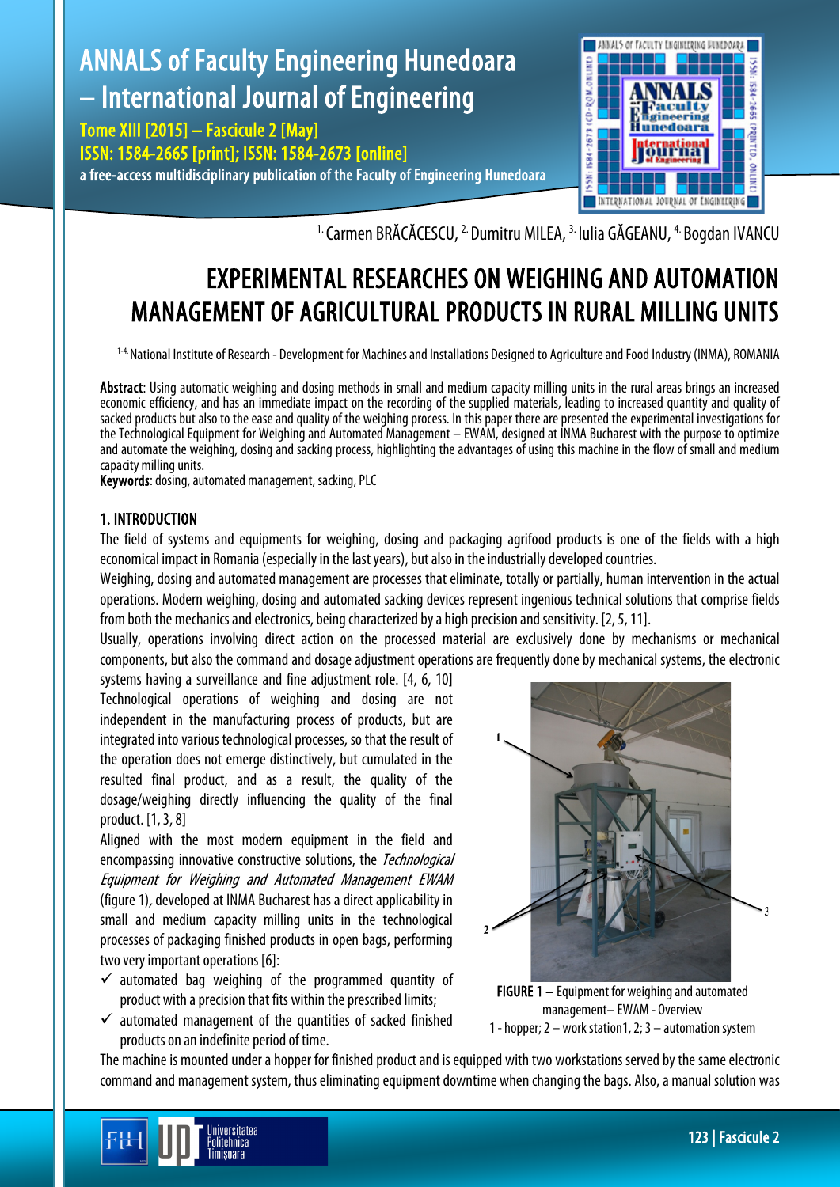[1.] Carmen BRĂCĂCESCU, [2.] Dumitru MILEA, [3.] Iulia GĂGEANU, [4.] Bogdan IVANCU

# EXPERIMENTAL RESEARCHES ON WEIGHING AND AUTOMATION MANAGEMENT OF AGRICULTURAL PRODUCTS IN RURAL MILLING UNITS

[1-4.] National Institute of Research - Development for Machines and Installations Designed to Agriculture and Food Industry (INMA), ROMANIA

**Abstract**: Using automatic weighing and dosing methods in small and medium capacity milling units in the rural areas brings an increased economic efficiency, and has an immediate impact on the recording of the supplied materials, leading to increased quantity and quality of sacked products but also to the ease and quality of the weighing process. In this paper there are presented the experimental investigations for the Technological Equipment for Weighing and Automated Management – EWAM, designed at INMA Bucharest with the purpose to optimize and automate the weighing, dosing and sacking process, highlighting the advantages of using this machine in the flow of small and medium capacity milling units.

**Keywords**: dosing, automated management, sacking, PLC

## 1. INTRODUCTION

The field of systems and equipments for weighing, dosing and packaging agrifood products is one of the fields with a high economical impact in Romania (especially in the last years), but also in the industrially developed countries.

Weighing, dosing and automated management are processes that eliminate, totally or partially, human intervention in the actual operations. Modern weighing, dosing and automated sacking devices represent ingenious technical solutions that comprise fields from both the mechanics and electronics, being characterized by a high precision and sensitivity. [2, 5, 11].

Usually, operations involving direct action on the processed material are exclusively done by mechanisms or mechanical components, but also the command and dosage adjustment operations are frequently done by mechanical systems, the electronic systems having a surveillance and fine adjustment role. [4, 6, 10]

Technological operations of weighing and dosing are not independent in the manufacturing process of products, but are integrated into various technological processes, so that the result of the operation does not emerge distinctively, but cumulated in the resulted final product, and as a result, the quality of the dosage/weighing directly influencing the quality of the final product. [1, 3, 8]

Aligned with the most modern equipment in the field and encompassing innovative constructive solutions, the *Technological Equipment for Weighing and Automated Management EWAM* (figure 1), developed at INMA Bucharest has a direct applicability in small and medium capacity milling units in the technological processes of packaging finished products in open bags, performing two very important operations [6]:

- ✓ automated bag weighing of the programmed quantity of product with a precision that fits within the prescribed limits;
- ✓ automated management of the quantities of sacked finished products on an indefinite period of time.

**FIGURE 1** – Equipment for weighing and automated management– EWAM - Overview
1 - hopper; 2 – work station1, 2; 3 – automation system

The machine is mounted under a hopper for finished product and is equipped with two workstations served by the same electronic command and management system, thus eliminating equipment downtime when changing the bags. Also, a manual solution was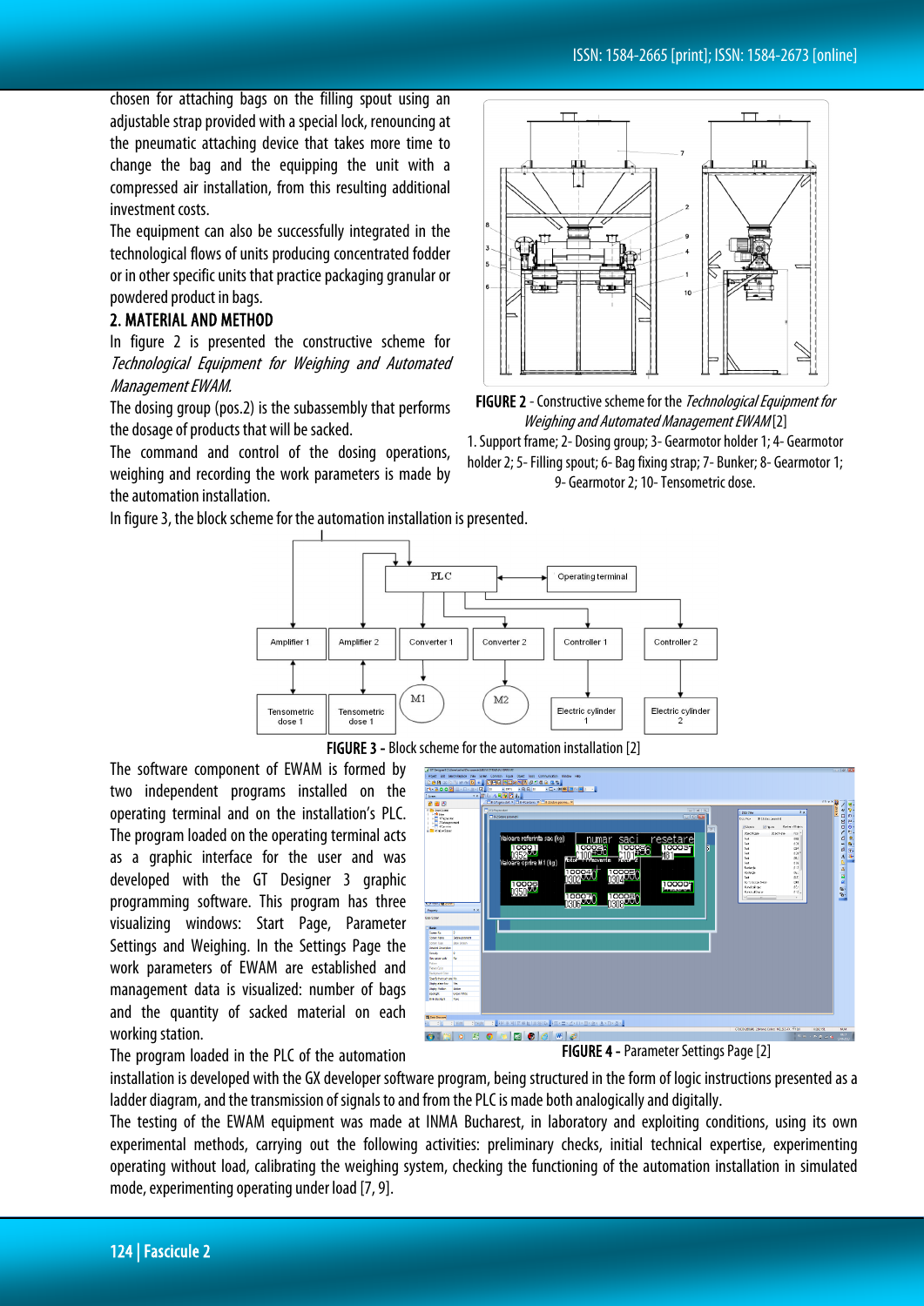chosen for attaching bags on the filling spout using an adjustable strap provided with a special lock, renouncing at the pneumatic attaching device that takes more time to change the bag and the equipping the unit with a compressed air installation, from this resulting additional investment costs.

The equipment can also be successfully integrated in the technological flows of units producing concentrated fodder or in other specific units that practice packaging granular or powdered product in bags.

## 2. MATERIAL AND METHOD

In figure 2 is presented the constructive scheme for *Technological Equipment for Weighing and Automated Management EWAM.*

The dosing group (pos.2) is the subassembly that performs the dosage of products that will be sacked.

The command and control of the dosing operations, weighing and recording the work parameters is made by the automation installation.

**FIGURE 2** - Constructive scheme for the *Technological Equipment for Weighing and Automated Management EWAM* [2]

1. Support frame; 2- Dosing group; 3- Gearmotor holder 1; 4- Gearmotor holder 2; 5- Filling spout; 6- Bag fixing strap; 7- Bunker; 8- Gearmotor 1; 9- Gearmotor 2; 10- Tensometric dose.

In figure 3, the block scheme for the automation installation is presented.

**FIGURE 3 -** Block scheme for the automation installation [2]

The software component of EWAM is formed by two independent programs installed on the operating terminal and on the installation's PLC. The program loaded on the operating terminal acts as a graphic interface for the user and was developed with the GT Designer 3 graphic programming software. This program has three visualizing windows: Start Page, Parameter Settings and Weighing. In the Settings Page the work parameters of EWAM are established and management data is visualized: number of bags and the quantity of sacked material on each working station.

**FIGURE 4 -** Parameter Settings Page [2]

The program loaded in the PLC of the automation installation is developed with the GX developer software program, being structured in the form of logic instructions presented as a ladder diagram, and the transmission of signals to and from the PLC is made both analogically and digitally.

The testing of the EWAM equipment was made at INMA Bucharest, in laboratory and exploiting conditions, using its own experimental methods, carrying out the following activities: preliminary checks, initial technical expertise, experimenting operating without load, calibrating the weighing system, checking the functioning of the automation installation in simulated mode, experimenting operating under load [7, 9].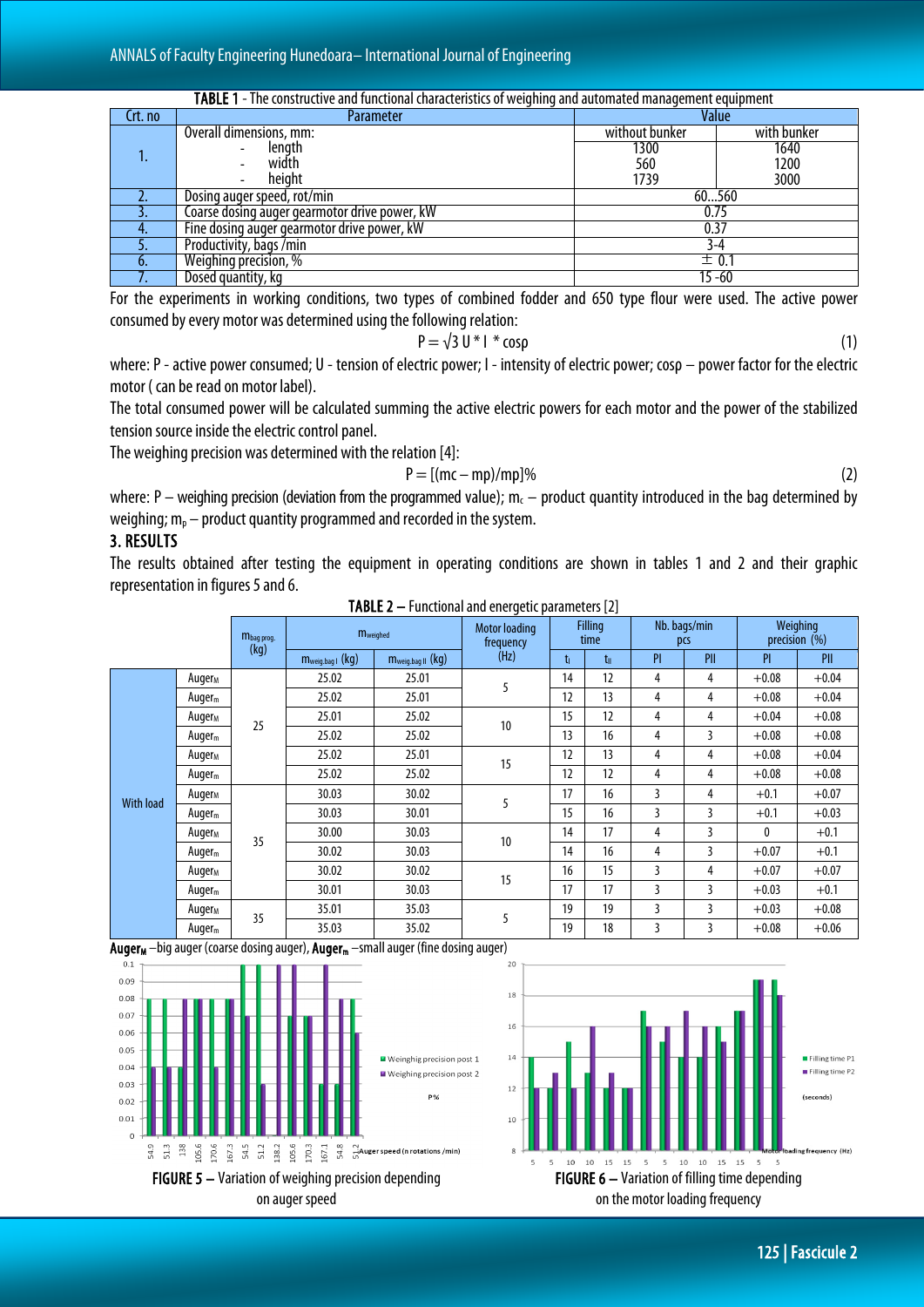**TABLE 1** - The constructive and functional characteristics of weighing and automated management equipment

| Crt. no | Parameter | Value | |
|---|---|---|---|
| 1. | Overall dimensions, mm: | without bunker | with bunker |
| | - length | 1300 | 1640 |
| | - width | 560 | 1200 |
| | - height | 1739 | 3000 |
| 2. | Dosing auger speed, rot/min | 60...560 | |
| 3. | Coarse dosing auger gearmotor drive power, kW | 0.75 | |
| 4. | Fine dosing auger gearmotor drive power, kW | 0.37 | |
| 5. | Productivity, bags /min | 3-4 | |
| 6. | Weighing precision, % | ± 0.1 | |
| 7. | Dosed quantity, kg | 15 -60 | |

For the experiments in working conditions, two types of combined fodder and 650 type flour were used. The active power consumed by every motor was determined using the following relation:

$$P = \sqrt{3}\, U * I * \cos\rho \qquad (1)$$

where: P - active power consumed; U - tension of electric power; I - intensity of electric power; cosρ – power factor for the electric motor ( can be read on motor label).

The total consumed power will be calculated summing the active electric powers for each motor and the power of the stabilized tension source inside the electric control panel.

The weighing precision was determined with the relation [4]:

$$P = [(mc - mp)/mp]\% \qquad (2)$$

where: P – weighing precision (deviation from the programmed value); $m_c$ – product quantity introduced in the bag determined by weighing; $m_p$ – product quantity programmed and recorded in the system.

## 3. RESULTS

The results obtained after testing the equipment in operating conditions are shown in tables 1 and 2 and their graphic representation in figures 5 and 6.

**TABLE 2 –** Functional and energetic parameters [2]

| | | $m_{bag\,prog.}$ (kg) | $m_{weighed}$ | | Motor loading frequency (Hz) | Filling time | | Nb. bags/min pcs | | Weighing precision (%) | |
|---|---|---|---|---|---|---|---|---|---|---|---|
| | | | $m_{weig.bag\,I}$ (kg) | $m_{weig.bag\,II}$ (kg) | | $t_I$ | $t_{II}$ | PI | PII | PI | PII |
| With load | $Auger_M$ | 25 | 25.02 | 25.01 | 5 | 14 | 12 | 4 | 4 | +0.08 | +0.04 |
| | $Auger_m$ | | 25.02 | 25.01 | | 12 | 13 | 4 | 4 | +0.08 | +0.04 |
| | $Auger_M$ | | 25.01 | 25.02 | 10 | 15 | 12 | 4 | 4 | +0.04 | +0.08 |
| | $Auger_m$ | | 25.02 | 25.02 | | 13 | 16 | 4 | 3 | +0.08 | +0.08 |
| | $Auger_M$ | | 25.02 | 25.01 | 15 | 12 | 13 | 4 | 4 | +0.08 | +0.04 |
| | $Auger_m$ | | 25.02 | 25.02 | | 12 | 12 | 4 | 4 | +0.08 | +0.08 |
| | $Auger_M$ | 35 | 30.03 | 30.02 | 5 | 17 | 16 | 3 | 4 | +0.1 | +0.07 |
| | $Auger_m$ | | 30.03 | 30.01 | | 15 | 16 | 3 | 3 | +0.1 | +0.03 |
| | $Auger_M$ | | 30.00 | 30.03 | 10 | 14 | 17 | 4 | 3 | 0 | +0.1 |
| | $Auger_m$ | | 30.02 | 30.03 | | 14 | 16 | 4 | 3 | +0.07 | +0.1 |
| | $Auger_M$ | | 30.02 | 30.02 | 15 | 16 | 15 | 3 | 4 | +0.07 | +0.07 |
| | $Auger_m$ | | 30.01 | 30.03 | | 17 | 17 | 3 | 3 | +0.03 | +0.1 |
| | $Auger_M$ | 35 | 35.01 | 35.03 | 5 | 19 | 19 | 3 | 3 | +0.03 | +0.08 |
| | $Auger_m$ | | 35.03 | 35.02 | | 19 | 18 | 3 | 3 | +0.08 | +0.06 |

**$Auger_M$** –big auger (coarse dosing auger), **$Auger_m$** –small auger (fine dosing auger)

**FIGURE 5 –** Variation of weighing precision depending on auger speed

**FIGURE 6 –** Variation of filling time depending on the motor loading frequency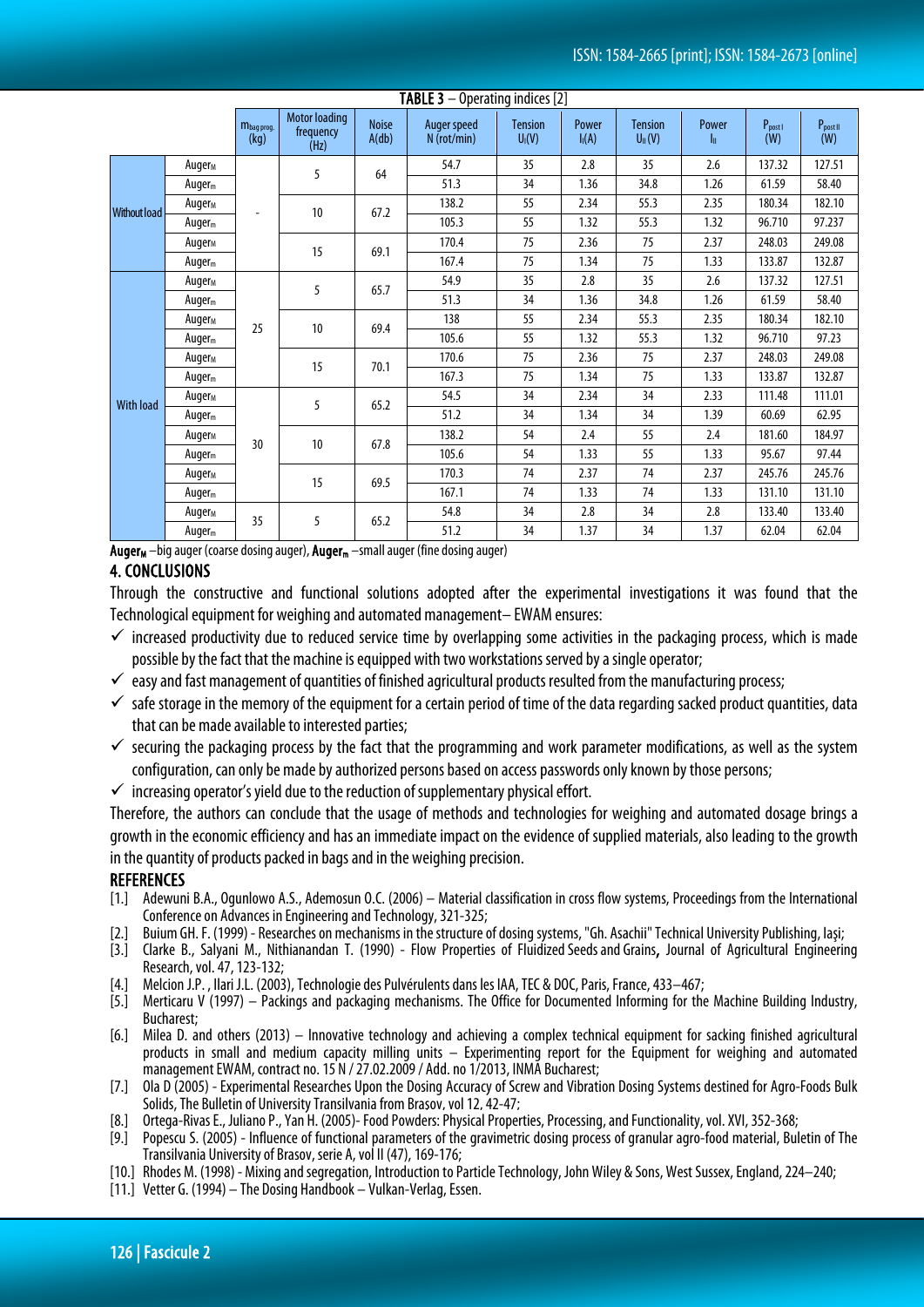**TABLE 3** – Operating indices [2]

| | | $m_{bag\ prog.}$ (kg) | Motor loading frequency (Hz) | Noise A(db) | Auger speed N (rot/min) | Tension $U_I$(V) | Power $I_I$(A) | Tension $U_{II}$ (V) | Power $I_{II}$ | $P_{post\ I}$ (W) | $P_{post\ II}$ (W) |
|---|---|---|---|---|---|---|---|---|---|---|---|
| Without load | $Auger_M$ | - | 5 | 64 | 54.7 | 35 | 2.8 | 35 | 2.6 | 137.32 | 127.51 |
| | $Auger_m$ | | | | 51.3 | 34 | 1.36 | 34.8 | 1.26 | 61.59 | 58.40 |
| | $Auger_M$ | | 10 | 67.2 | 138.2 | 55 | 2.34 | 55.3 | 2.35 | 180.34 | 182.10 |
| | $Auger_m$ | | | | 105.3 | 55 | 1.32 | 55.3 | 1.32 | 96.710 | 97.237 |
| | $Auger_M$ | | 15 | 69.1 | 170.4 | 75 | 2.36 | 75 | 2.37 | 248.03 | 249.08 |
| | $Auger_m$ | | | | 167.4 | 75 | 1.34 | 75 | 1.33 | 133.87 | 132.87 |
| With load | $Auger_M$ | 25 | 5 | 65.7 | 54.9 | 35 | 2.8 | 35 | 2.6 | 137.32 | 127.51 |
| | $Auger_m$ | | | | 51.3 | 34 | 1.36 | 34.8 | 1.26 | 61.59 | 58.40 |
| | $Auger_M$ | | 10 | 69.4 | 138 | 55 | 2.34 | 55.3 | 2.35 | 180.34 | 182.10 |
| | $Auger_m$ | | | | 105.6 | 55 | 1.32 | 55.3 | 1.32 | 96.710 | 97.23 |
| | $Auger_M$ | | 15 | 70.1 | 170.6 | 75 | 2.36 | 75 | 2.37 | 248.03 | 249.08 |
| | $Auger_m$ | | | | 167.3 | 75 | 1.34 | 75 | 1.33 | 133.87 | 132.87 |
| | $Auger_M$ | 30 | 5 | 65.2 | 54.5 | 34 | 2.34 | 34 | 2.33 | 111.48 | 111.01 |
| | $Auger_m$ | | | | 51.2 | 34 | 1.34 | 34 | 1.39 | 60.69 | 62.95 |
| | $Auger_M$ | | 10 | 67.8 | 138.2 | 54 | 2.4 | 55 | 2.4 | 181.60 | 184.97 |
| | $Auger_m$ | | | | 105.6 | 54 | 1.33 | 55 | 1.33 | 95.67 | 97.44 |
| | $Auger_M$ | | 15 | 69.5 | 170.3 | 74 | 2.37 | 74 | 2.37 | 245.76 | 245.76 |
| | $Auger_m$ | | | | 167.1 | 74 | 1.33 | 74 | 1.33 | 131.10 | 131.10 |
| | $Auger_M$ | 35 | 5 | 65.2 | 54.8 | 34 | 2.8 | 34 | 2.8 | 133.40 | 133.40 |
| | $Auger_m$ | | | | 51.2 | 34 | 1.37 | 34 | 1.37 | 62.04 | 62.04 |

**$Auger_M$** –big auger (coarse dosing auger), **$Auger_m$** –small auger (fine dosing auger)

## 4. CONCLUSIONS

Through the constructive and functional solutions adopted after the experimental investigations it was found that the Technological equipment for weighing and automated management– EWAM ensures:

- ✓ increased productivity due to reduced service time by overlapping some activities in the packaging process, which is made possible by the fact that the machine is equipped with two workstations served by a single operator;
- ✓ easy and fast management of quantities of finished agricultural products resulted from the manufacturing process;
- ✓ safe storage in the memory of the equipment for a certain period of time of the data regarding sacked product quantities, data that can be made available to interested parties;
- ✓ securing the packaging process by the fact that the programming and work parameter modifications, as well as the system configuration, can only be made by authorized persons based on access passwords only known by those persons;
- ✓ increasing operator's yield due to the reduction of supplementary physical effort.

Therefore, the authors can conclude that the usage of methods and technologies for weighing and automated dosage brings a growth in the economic efficiency and has an immediate impact on the evidence of supplied materials, also leading to the growth in the quantity of products packed in bags and in the weighing precision.

## REFERENCES

[1.] Adewuni B.A., Ogunlowo A.S., Ademosun O.C. (2006) – Material classification in cross flow systems, Proceedings from the International Conference on Advances in Engineering and Technology, 321-325;

[2.] Buium GH. F. (1999) - Researches on mechanisms in the structure of dosing systems, "Gh. Asachii" Technical University Publishing, Iaşi;

[3.] Clarke B., Salyani M., Nithianandan T. (1990) - Flow Properties of Fluidized Seeds and Grains, Journal of Agricultural Engineering Research, vol. 47, 123-132;

[4.] Melcion J.P. , Ilari J.L. (2003), Technologie des Pulvérulents dans les IAA, TEC & DOC, Paris, France, 433–467;

[5.] Merticaru V (1997) – Packings and packaging mechanisms. The Office for Documented Informing for the Machine Building Industry, Bucharest;

[6.] Milea D. and others (2013) – Innovative technology and achieving a complex technical equipment for sacking finished agricultural products in small and medium capacity milling units – Experimenting report for the Equipment for weighing and automated management EWAM, contract no. 15 N / 27.02.2009 / Add. no 1/2013, INMA Bucharest;

[7.] Ola D (2005) - Experimental Researches Upon the Dosing Accuracy of Screw and Vibration Dosing Systems destined for Agro-Foods Bulk Solids, The Bulletin of University Transilvania from Brasov, vol 12, 42-47;

[8.] Ortega-Rivas E., Juliano P., Yan H. (2005)- Food Powders: Physical Properties, Processing, and Functionality, vol. XVI, 352-368;

[9.] Popescu S. (2005) - Influence of functional parameters of the gravimetric dosing process of granular agro-food material, Buletin of The Transilvania University of Brasov, serie A, vol II (47), 169-176;

[10.] Rhodes M. (1998) - Mixing and segregation, Introduction to Particle Technology, John Wiley & Sons, West Sussex, England, 224–240;

[11.] Vetter G. (1994) – The Dosing Handbook – Vulkan-Verlag, Essen.